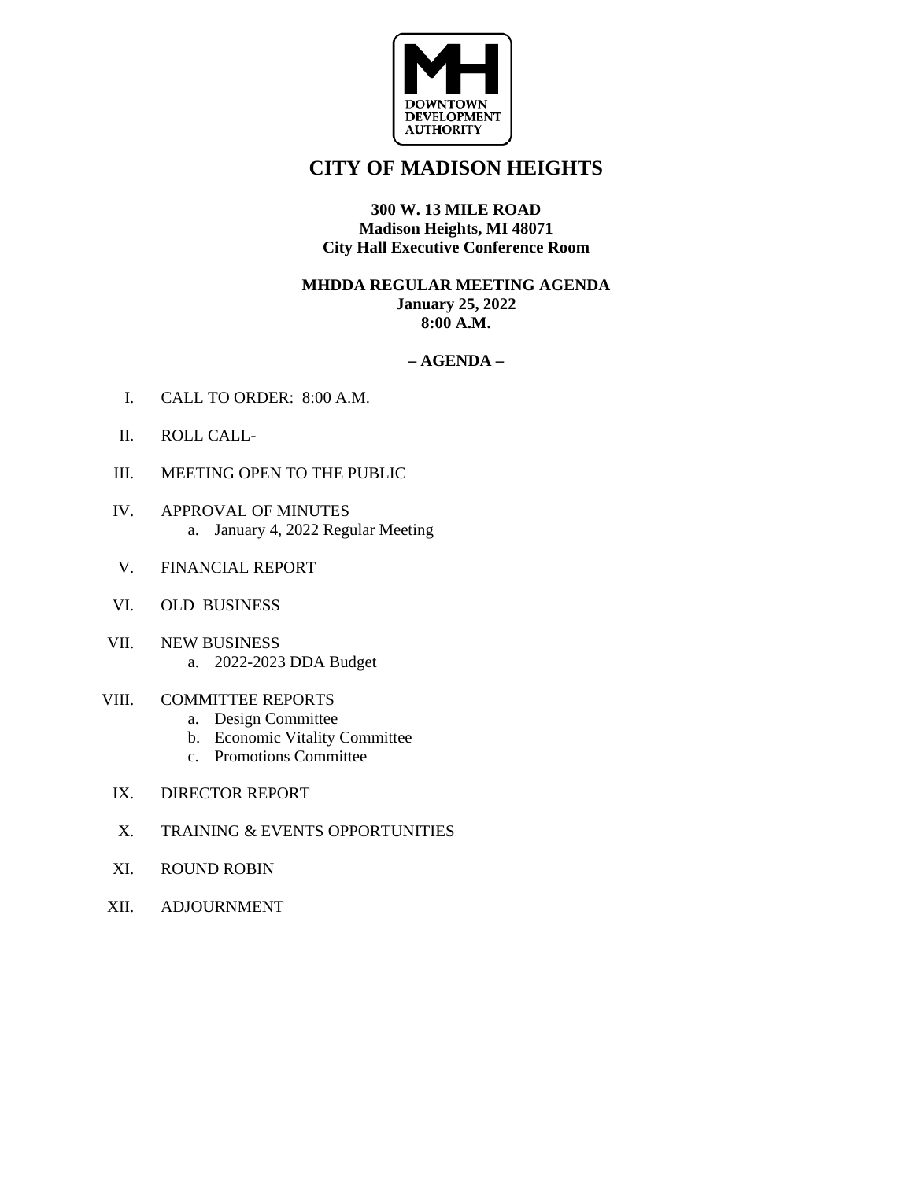MH
DOWNTOWN
DEVELOPMENT
AUTHORITY

# CITY OF MADISON HEIGHTS

**300 W. 13 MILE ROAD**
**Madison Heights, MI 48071**
**City Hall Executive Conference Room**

**MHDDA REGULAR MEETING AGENDA**
**January 25, 2022**
**8:00 A.M.**

**– AGENDA –**

I. CALL TO ORDER: 8:00 A.M.

II. ROLL CALL-

III. MEETING OPEN TO THE PUBLIC

IV. APPROVAL OF MINUTES
   a. January 4, 2022 Regular Meeting

V. FINANCIAL REPORT

VI. OLD BUSINESS

VII. NEW BUSINESS
   a. 2022-2023 DDA Budget

VIII. COMMITTEE REPORTS
   a. Design Committee
   b. Economic Vitality Committee
   c. Promotions Committee

IX. DIRECTOR REPORT

X. TRAINING & EVENTS OPPORTUNITIES

XI. ROUND ROBIN

XII. ADJOURNMENT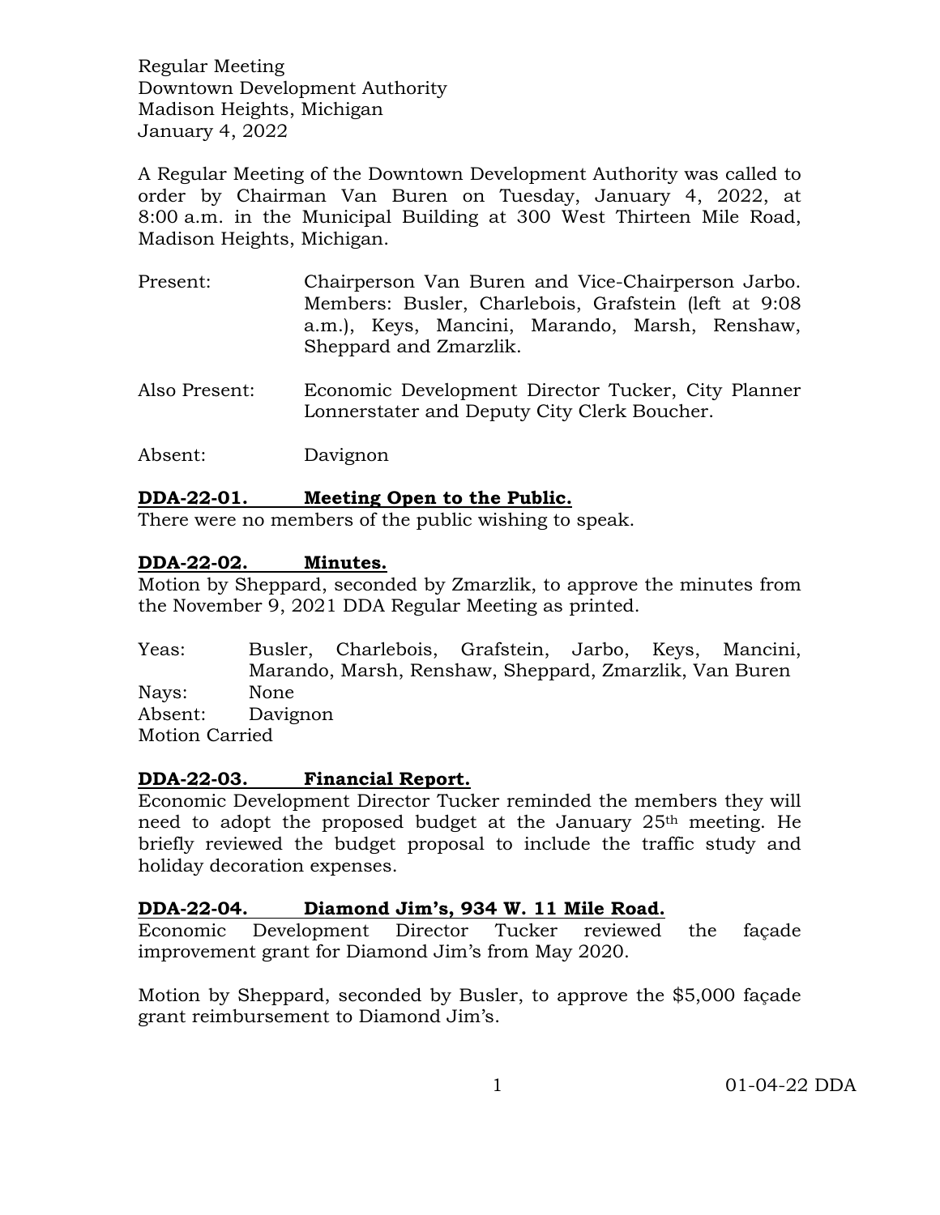Regular Meeting
Downtown Development Authority
Madison Heights, Michigan
January 4, 2022

A Regular Meeting of the Downtown Development Authority was called to order by Chairman Van Buren on Tuesday, January 4, 2022, at 8:00 a.m. in the Municipal Building at 300 West Thirteen Mile Road, Madison Heights, Michigan.

Present: Chairperson Van Buren and Vice-Chairperson Jarbo. Members: Busler, Charlebois, Grafstein (left at 9:08 a.m.), Keys, Mancini, Marando, Marsh, Renshaw, Sheppard and Zmarzlik.

Also Present: Economic Development Director Tucker, City Planner Lonnerstater and Deputy City Clerk Boucher.

Absent: Davignon

**DDA-22-01. Meeting Open to the Public.**

There were no members of the public wishing to speak.

**DDA-22-02. Minutes.**

Motion by Sheppard, seconded by Zmarzlik, to approve the minutes from the November 9, 2021 DDA Regular Meeting as printed.

Yeas: Busler, Charlebois, Grafstein, Jarbo, Keys, Mancini, Marando, Marsh, Renshaw, Sheppard, Zmarzlik, Van Buren
Nays: None
Absent: Davignon
Motion Carried

**DDA-22-03. Financial Report.**

Economic Development Director Tucker reminded the members they will need to adopt the proposed budget at the January 25th meeting. He briefly reviewed the budget proposal to include the traffic study and holiday decoration expenses.

**DDA-22-04. Diamond Jim's, 934 W. 11 Mile Road.**

Economic Development Director Tucker reviewed the façade improvement grant for Diamond Jim's from May 2020.

Motion by Sheppard, seconded by Busler, to approve the $5,000 façade grant reimbursement to Diamond Jim's.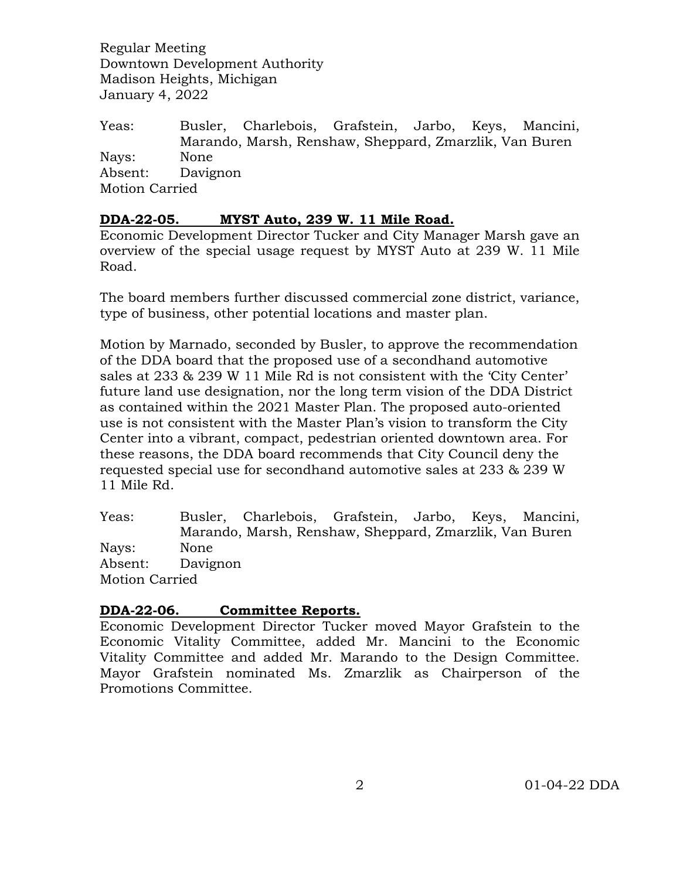Regular Meeting
Downtown Development Authority
Madison Heights, Michigan
January 4, 2022

Yeas: Busler, Charlebois, Grafstein, Jarbo, Keys, Mancini, Marando, Marsh, Renshaw, Sheppard, Zmarzlik, Van Buren
Nays: None
Absent: Davignon
Motion Carried

**DDA-22-05. MYST Auto, 239 W. 11 Mile Road.**

Economic Development Director Tucker and City Manager Marsh gave an overview of the special usage request by MYST Auto at 239 W. 11 Mile Road.

The board members further discussed commercial zone district, variance, type of business, other potential locations and master plan.

Motion by Marnado, seconded by Busler, to approve the recommendation of the DDA board that the proposed use of a secondhand automotive sales at 233 & 239 W 11 Mile Rd is not consistent with the 'City Center' future land use designation, nor the long term vision of the DDA District as contained within the 2021 Master Plan. The proposed auto-oriented use is not consistent with the Master Plan's vision to transform the City Center into a vibrant, compact, pedestrian oriented downtown area. For these reasons, the DDA board recommends that City Council deny the requested special use for secondhand automotive sales at 233 & 239 W 11 Mile Rd.

Yeas: Busler, Charlebois, Grafstein, Jarbo, Keys, Mancini, Marando, Marsh, Renshaw, Sheppard, Zmarzlik, Van Buren
Nays: None
Absent: Davignon
Motion Carried

**DDA-22-06. Committee Reports.**

Economic Development Director Tucker moved Mayor Grafstein to the Economic Vitality Committee, added Mr. Mancini to the Economic Vitality Committee and added Mr. Marando to the Design Committee. Mayor Grafstein nominated Ms. Zmarzlik as Chairperson of the Promotions Committee.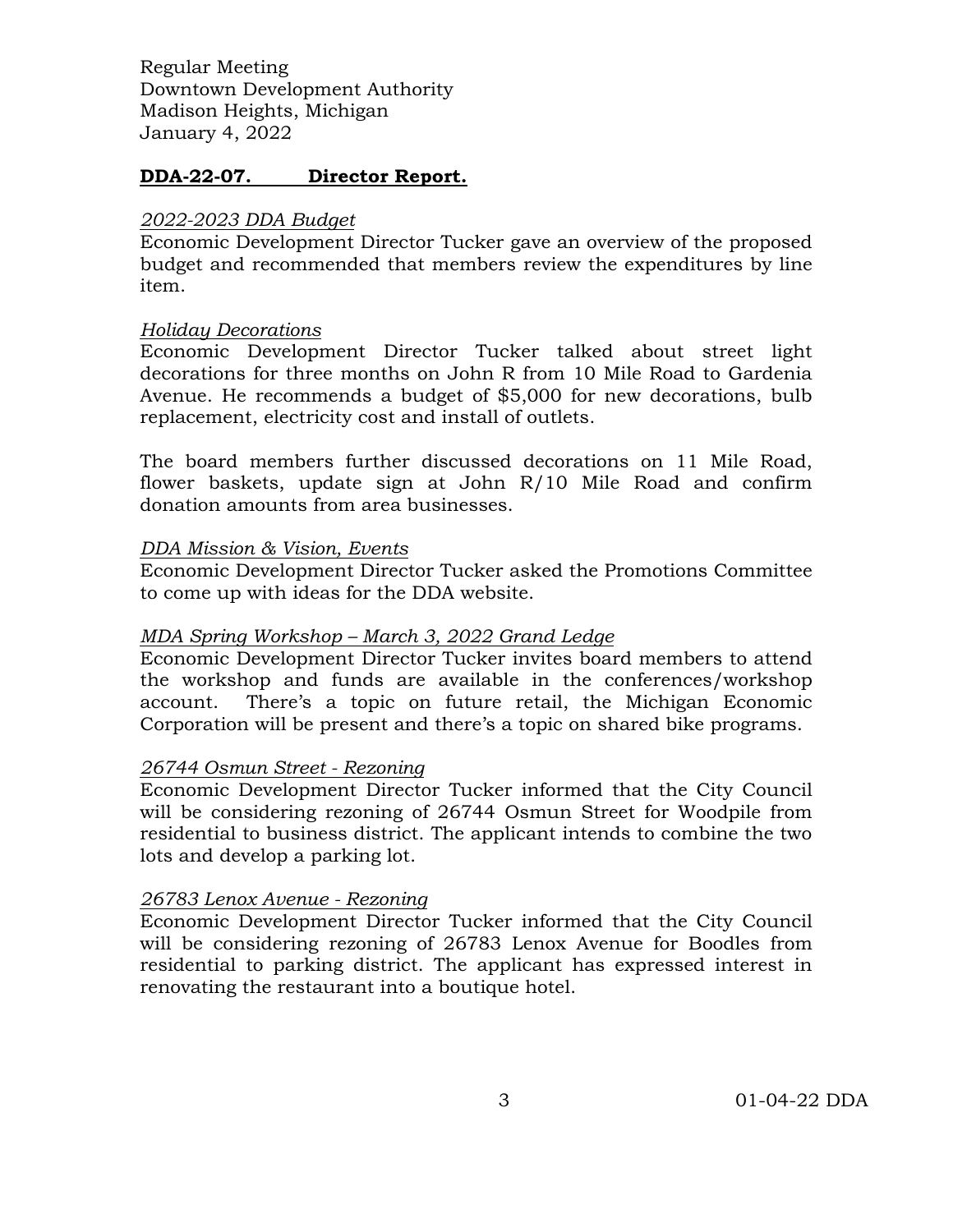Regular Meeting
Downtown Development Authority
Madison Heights, Michigan
January 4, 2022

**DDA-22-07. Director Report.**

*2022-2023 DDA Budget*
Economic Development Director Tucker gave an overview of the proposed budget and recommended that members review the expenditures by line item.

*Holiday Decorations*
Economic Development Director Tucker talked about street light decorations for three months on John R from 10 Mile Road to Gardenia Avenue. He recommends a budget of $5,000 for new decorations, bulb replacement, electricity cost and install of outlets.

The board members further discussed decorations on 11 Mile Road, flower baskets, update sign at John R/10 Mile Road and confirm donation amounts from area businesses.

*DDA Mission & Vision, Events*
Economic Development Director Tucker asked the Promotions Committee to come up with ideas for the DDA website.

*MDA Spring Workshop – March 3, 2022 Grand Ledge*
Economic Development Director Tucker invites board members to attend the workshop and funds are available in the conferences/workshop account. There's a topic on future retail, the Michigan Economic Corporation will be present and there's a topic on shared bike programs.

*26744 Osmun Street - Rezoning*
Economic Development Director Tucker informed that the City Council will be considering rezoning of 26744 Osmun Street for Woodpile from residential to business district. The applicant intends to combine the two lots and develop a parking lot.

*26783 Lenox Avenue - Rezoning*
Economic Development Director Tucker informed that the City Council will be considering rezoning of 26783 Lenox Avenue for Boodles from residential to parking district. The applicant has expressed interest in renovating the restaurant into a boutique hotel.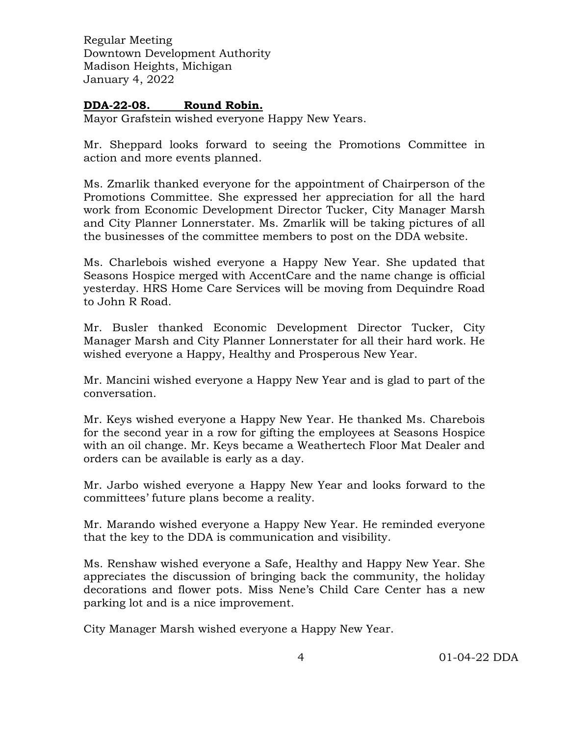Regular Meeting
Downtown Development Authority
Madison Heights, Michigan
January 4, 2022

**DDA-22-08. Round Robin.**

Mayor Grafstein wished everyone Happy New Years.

Mr. Sheppard looks forward to seeing the Promotions Committee in action and more events planned.

Ms. Zmarlik thanked everyone for the appointment of Chairperson of the Promotions Committee. She expressed her appreciation for all the hard work from Economic Development Director Tucker, City Manager Marsh and City Planner Lonnerstater. Ms. Zmarlik will be taking pictures of all the businesses of the committee members to post on the DDA website.

Ms. Charlebois wished everyone a Happy New Year. She updated that Seasons Hospice merged with AccentCare and the name change is official yesterday. HRS Home Care Services will be moving from Dequindre Road to John R Road.

Mr. Busler thanked Economic Development Director Tucker, City Manager Marsh and City Planner Lonnerstater for all their hard work. He wished everyone a Happy, Healthy and Prosperous New Year.

Mr. Mancini wished everyone a Happy New Year and is glad to part of the conversation.

Mr. Keys wished everyone a Happy New Year. He thanked Ms. Charebois for the second year in a row for gifting the employees at Seasons Hospice with an oil change. Mr. Keys became a Weathertech Floor Mat Dealer and orders can be available is early as a day.

Mr. Jarbo wished everyone a Happy New Year and looks forward to the committees' future plans become a reality.

Mr. Marando wished everyone a Happy New Year. He reminded everyone that the key to the DDA is communication and visibility.

Ms. Renshaw wished everyone a Safe, Healthy and Happy New Year. She appreciates the discussion of bringing back the community, the holiday decorations and flower pots. Miss Nene's Child Care Center has a new parking lot and is a nice improvement.

City Manager Marsh wished everyone a Happy New Year.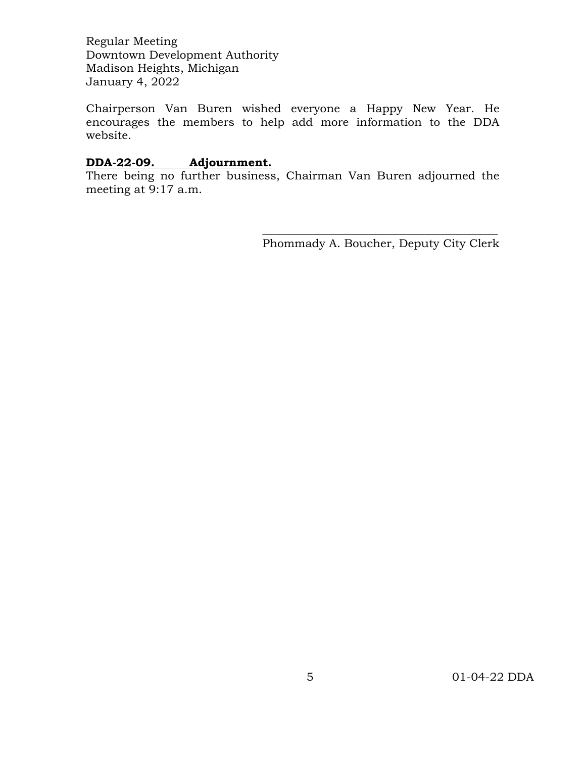Chairperson Van Buren wished everyone a Happy New Year. He encourages the members to help add more information to the DDA website.

**DDA-22-09. Adjournment.**

There being no further business, Chairman Van Buren adjourned the meeting at 9:17 a.m.

\_\_\_\_\_\_\_\_\_\_\_\_\_\_\_\_\_\_\_\_\_\_\_\_\_\_\_\_\_\_\_\_\_\_\_\_\_\_\_\_

Phommady A. Boucher, Deputy City Clerk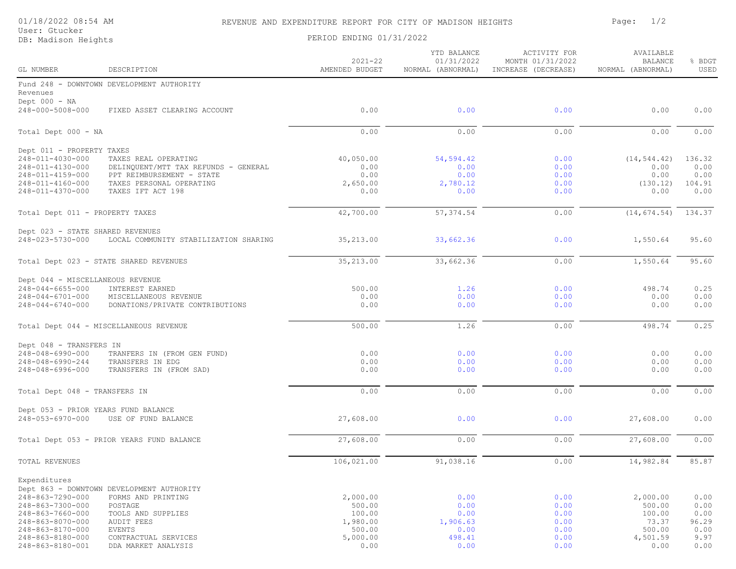01/18/2022 08:54 AM
User: Gtucker
DB: Madison Heights

REVENUE AND EXPENDITURE REPORT FOR CITY OF MADISON HEIGHTS

PERIOD ENDING 01/31/2022

| GL NUMBER | DESCRIPTION | 2021-22 AMENDED BUDGET | YTD BALANCE 01/31/2022 NORMAL (ABNORMAL) | ACTIVITY FOR MONTH 01/31/2022 INCREASE (DECREASE) | AVAILABLE BALANCE NORMAL (ABNORMAL) | % BDGT USED |
|---|---|---|---|---|---|---|
| Fund 248 - DOWNTOWN DEVELOPMENT AUTHORITY | | | | | | |
| Revenues | | | | | | |
| Dept 000 - NA | | | | | | |
| 248-000-5008-000 | FIXED ASSET CLEARING ACCOUNT | 0.00 | 0.00 | 0.00 | 0.00 | 0.00 |
| Total Dept 000 - NA | | 0.00 | 0.00 | 0.00 | 0.00 | 0.00 |
| Dept 011 - PROPERTY TAXES | | | | | | |
| 248-011-4030-000 | TAXES REAL OPERATING | 40,050.00 | 54,594.42 | 0.00 | (14,544.42) | 136.32 |
| 248-011-4130-000 | DELINQUENT/MTT TAX REFUNDS - GENERAL | 0.00 | 0.00 | 0.00 | 0.00 | 0.00 |
| 248-011-4159-000 | PPT REIMBURSEMENT - STATE | 0.00 | 0.00 | 0.00 | 0.00 | 0.00 |
| 248-011-4160-000 | TAXES PERSONAL OPERATING | 2,650.00 | 2,780.12 | 0.00 | (130.12) | 104.91 |
| 248-011-4370-000 | TAXES IFT ACT 198 | 0.00 | 0.00 | 0.00 | 0.00 | 0.00 |
| Total Dept 011 - PROPERTY TAXES | | 42,700.00 | 57,374.54 | 0.00 | (14,674.54) | 134.37 |
| Dept 023 - STATE SHARED REVENUES | | | | | | |
| 248-023-5730-000 | LOCAL COMMUNITY STABILIZATION SHARING | 35,213.00 | 33,662.36 | 0.00 | 1,550.64 | 95.60 |
| Total Dept 023 - STATE SHARED REVENUES | | 35,213.00 | 33,662.36 | 0.00 | 1,550.64 | 95.60 |
| Dept 044 - MISCELLANEOUS REVENUE | | | | | | |
| 248-044-6655-000 | INTEREST EARNED | 500.00 | 1.26 | 0.00 | 498.74 | 0.25 |
| 248-044-6701-000 | MISCELLANEOUS REVENUE | 0.00 | 0.00 | 0.00 | 0.00 | 0.00 |
| 248-044-6740-000 | DONATIONS/PRIVATE CONTRIBUTIONS | 0.00 | 0.00 | 0.00 | 0.00 | 0.00 |
| Total Dept 044 - MISCELLANEOUS REVENUE | | 500.00 | 1.26 | 0.00 | 498.74 | 0.25 |
| Dept 048 - TRANSFERS IN | | | | | | |
| 248-048-6990-000 | TRANFERS IN (FROM GEN FUND) | 0.00 | 0.00 | 0.00 | 0.00 | 0.00 |
| 248-048-6990-244 | TRANSFERS IN EDG | 0.00 | 0.00 | 0.00 | 0.00 | 0.00 |
| 248-048-6996-000 | TRANSFERS IN (FROM SAD) | 0.00 | 0.00 | 0.00 | 0.00 | 0.00 |
| Total Dept 048 - TRANSFERS IN | | 0.00 | 0.00 | 0.00 | 0.00 | 0.00 |
| Dept 053 - PRIOR YEARS FUND BALANCE | | | | | | |
| 248-053-6970-000 | USE OF FUND BALANCE | 27,608.00 | 0.00 | 0.00 | 27,608.00 | 0.00 |
| Total Dept 053 - PRIOR YEARS FUND BALANCE | | 27,608.00 | 0.00 | 0.00 | 27,608.00 | 0.00 |
| TOTAL REVENUES | | 106,021.00 | 91,038.16 | 0.00 | 14,982.84 | 85.87 |
| Expenditures | | | | | | |
| Dept 863 - DOWNTOWN DEVELOPMENT AUTHORITY | | | | | | |
| 248-863-7290-000 | FORMS AND PRINTING | 2,000.00 | 0.00 | 0.00 | 2,000.00 | 0.00 |
| 248-863-7300-000 | POSTAGE | 500.00 | 0.00 | 0.00 | 500.00 | 0.00 |
| 248-863-7660-000 | TOOLS AND SUPPLIES | 100.00 | 0.00 | 0.00 | 100.00 | 0.00 |
| 248-863-8070-000 | AUDIT FEES | 1,980.00 | 1,906.63 | 0.00 | 73.37 | 96.29 |
| 248-863-8170-000 | EVENTS | 500.00 | 0.00 | 0.00 | 500.00 | 0.00 |
| 248-863-8180-000 | CONTRACTUAL SERVICES | 5,000.00 | 498.41 | 0.00 | 4,501.59 | 9.97 |
| 248-863-8180-001 | DDA MARKET ANALYSIS | 0.00 | 0.00 | 0.00 | 0.00 | 0.00 |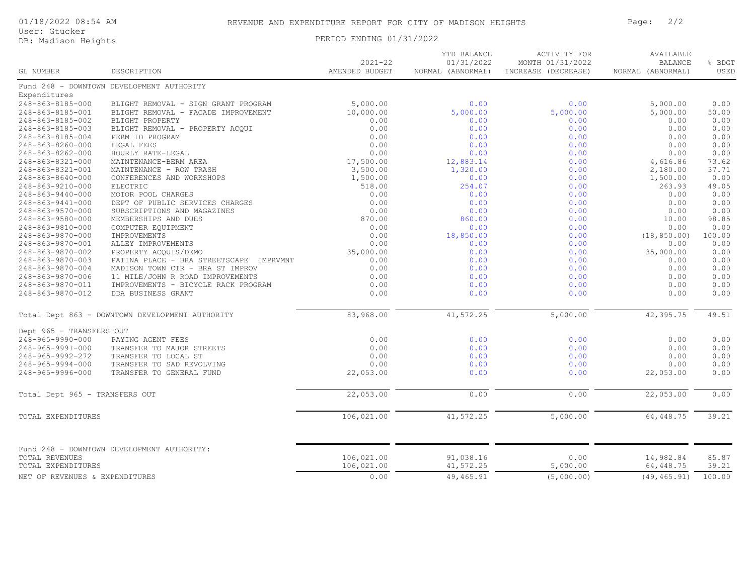REVENUE AND EXPENDITURE REPORT FOR CITY OF MADISON HEIGHTS

PERIOD ENDING 01/31/2022

User: Gtucker
DB: Madison Heights

| GL NUMBER | DESCRIPTION | 2021-22 AMENDED BUDGET | YTD BALANCE 01/31/2022 NORMAL (ABNORMAL) | ACTIVITY FOR MONTH 01/31/2022 INCREASE (DECREASE) | AVAILABLE BALANCE NORMAL (ABNORMAL) | % BDGT USED |
|---|---|---|---|---|---|---|
| Fund 248 - DOWNTOWN DEVELOPMENT AUTHORITY | | | | | | |
| Expenditures | | | | | | |
| 248-863-8185-000 | BLIGHT REMOVAL - SIGN GRANT PROGRAM | 5,000.00 | 0.00 | 0.00 | 5,000.00 | 0.00 |
| 248-863-8185-001 | BLIGHT REMOVAL - FACADE IMPROVEMENT | 10,000.00 | 5,000.00 | 5,000.00 | 5,000.00 | 50.00 |
| 248-863-8185-002 | BLIGHT PROPERTY | 0.00 | 0.00 | 0.00 | 0.00 | 0.00 |
| 248-863-8185-003 | BLIGHT REMOVAL - PROPERTY ACQUI | 0.00 | 0.00 | 0.00 | 0.00 | 0.00 |
| 248-863-8185-004 | PERM ID PROGRAM | 0.00 | 0.00 | 0.00 | 0.00 | 0.00 |
| 248-863-8260-000 | LEGAL FEES | 0.00 | 0.00 | 0.00 | 0.00 | 0.00 |
| 248-863-8262-000 | HOURLY RATE-LEGAL | 0.00 | 0.00 | 0.00 | 0.00 | 0.00 |
| 248-863-8321-000 | MAINTENANCE-BERM AREA | 17,500.00 | 12,883.14 | 0.00 | 4,616.86 | 73.62 |
| 248-863-8321-001 | MAINTENANCE - ROW TRASH | 3,500.00 | 1,320.00 | 0.00 | 2,180.00 | 37.71 |
| 248-863-8640-000 | CONFERENCES AND WORKSHOPS | 1,500.00 | 0.00 | 0.00 | 1,500.00 | 0.00 |
| 248-863-9210-000 | ELECTRIC | 518.00 | 254.07 | 0.00 | 263.93 | 49.05 |
| 248-863-9440-000 | MOTOR POOL CHARGES | 0.00 | 0.00 | 0.00 | 0.00 | 0.00 |
| 248-863-9441-000 | DEPT OF PUBLIC SERVICES CHARGES | 0.00 | 0.00 | 0.00 | 0.00 | 0.00 |
| 248-863-9570-000 | SUBSCRIPTIONS AND MAGAZINES | 0.00 | 0.00 | 0.00 | 0.00 | 0.00 |
| 248-863-9580-000 | MEMBERSHIPS AND DUES | 870.00 | 860.00 | 0.00 | 10.00 | 98.85 |
| 248-863-9810-000 | COMPUTER EQUIPMENT | 0.00 | 0.00 | 0.00 | 0.00 | 0.00 |
| 248-863-9870-000 | IMPROVEMENTS | 0.00 | 18,850.00 | 0.00 | (18,850.00) | 100.00 |
| 248-863-9870-001 | ALLEY IMPROVEMENTS | 0.00 | 0.00 | 0.00 | 0.00 | 0.00 |
| 248-863-9870-002 | PROPERTY ACQUIS/DEMO | 35,000.00 | 0.00 | 0.00 | 35,000.00 | 0.00 |
| 248-863-9870-003 | PATINA PLACE - BRA STREETSCAPE IMPRVMNT | 0.00 | 0.00 | 0.00 | 0.00 | 0.00 |
| 248-863-9870-004 | MADISON TOWN CTR - BRA ST IMPROV | 0.00 | 0.00 | 0.00 | 0.00 | 0.00 |
| 248-863-9870-006 | 11 MILE/JOHN R ROAD IMPROVEMENTS | 0.00 | 0.00 | 0.00 | 0.00 | 0.00 |
| 248-863-9870-011 | IMPROVEMENTS - BICYCLE RACK PROGRAM | 0.00 | 0.00 | 0.00 | 0.00 | 0.00 |
| 248-863-9870-012 | DDA BUSINESS GRANT | 0.00 | 0.00 | 0.00 | 0.00 | 0.00 |
| Total Dept 863 - DOWNTOWN DEVELOPMENT AUTHORITY | | 83,968.00 | 41,572.25 | 5,000.00 | 42,395.75 | 49.51 |
| Dept 965 - TRANSFERS OUT | | | | | | |
| 248-965-9990-000 | PAYING AGENT FEES | 0.00 | 0.00 | 0.00 | 0.00 | 0.00 |
| 248-965-9991-000 | TRANSFER TO MAJOR STREETS | 0.00 | 0.00 | 0.00 | 0.00 | 0.00 |
| 248-965-9992-272 | TRANSFER TO LOCAL ST | 0.00 | 0.00 | 0.00 | 0.00 | 0.00 |
| 248-965-9994-000 | TRANSFER TO SAD REVOLVING | 0.00 | 0.00 | 0.00 | 0.00 | 0.00 |
| 248-965-9996-000 | TRANSFER TO GENERAL FUND | 22,053.00 | 0.00 | 0.00 | 22,053.00 | 0.00 |
| Total Dept 965 - TRANSFERS OUT | | 22,053.00 | 0.00 | 0.00 | 22,053.00 | 0.00 |
| TOTAL EXPENDITURES | | 106,021.00 | 41,572.25 | 5,000.00 | 64,448.75 | 39.21 |
| Fund 248 - DOWNTOWN DEVELOPMENT AUTHORITY: | | | | | | |
| TOTAL REVENUES | | 106,021.00 | 91,038.16 | 0.00 | 14,982.84 | 85.87 |
| TOTAL EXPENDITURES | | 106,021.00 | 41,572.25 | 5,000.00 | 64,448.75 | 39.21 |
| NET OF REVENUES & EXPENDITURES | | 0.00 | 49,465.91 | (5,000.00) | (49,465.91) | 100.00 |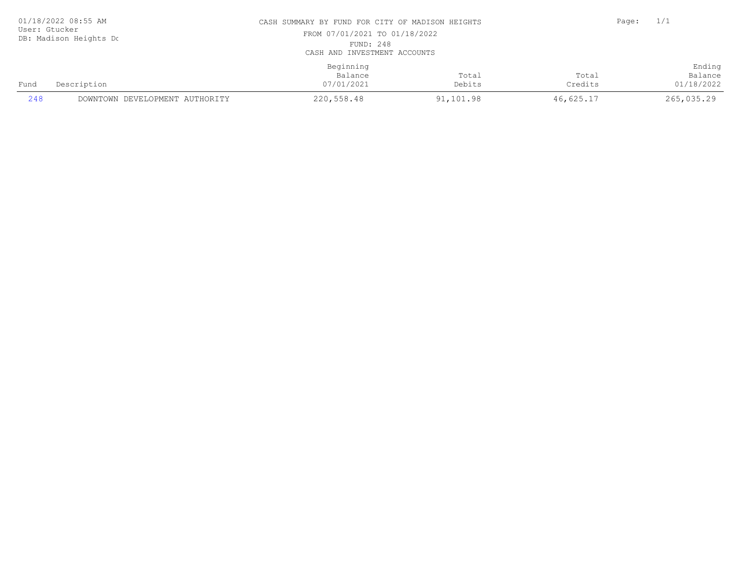01/18/2022 08:55 AM
User: Gtucker
DB: Madison Heights Dc

# CASH SUMMARY BY FUND FOR CITY OF MADISON HEIGHTS

FROM 07/01/2021 TO 01/18/2022

FUND: 248

CASH AND INVESTMENT ACCOUNTS

| Fund | Description | Beginning Balance 07/01/2021 | Total Debits | Total Credits | Ending Balance 01/18/2022 |
|---|---|---|---|---|---|
| 248 | DOWNTOWN DEVELOPMENT AUTHORITY | 220,558.48 | 91,101.98 | 46,625.17 | 265,035.29 |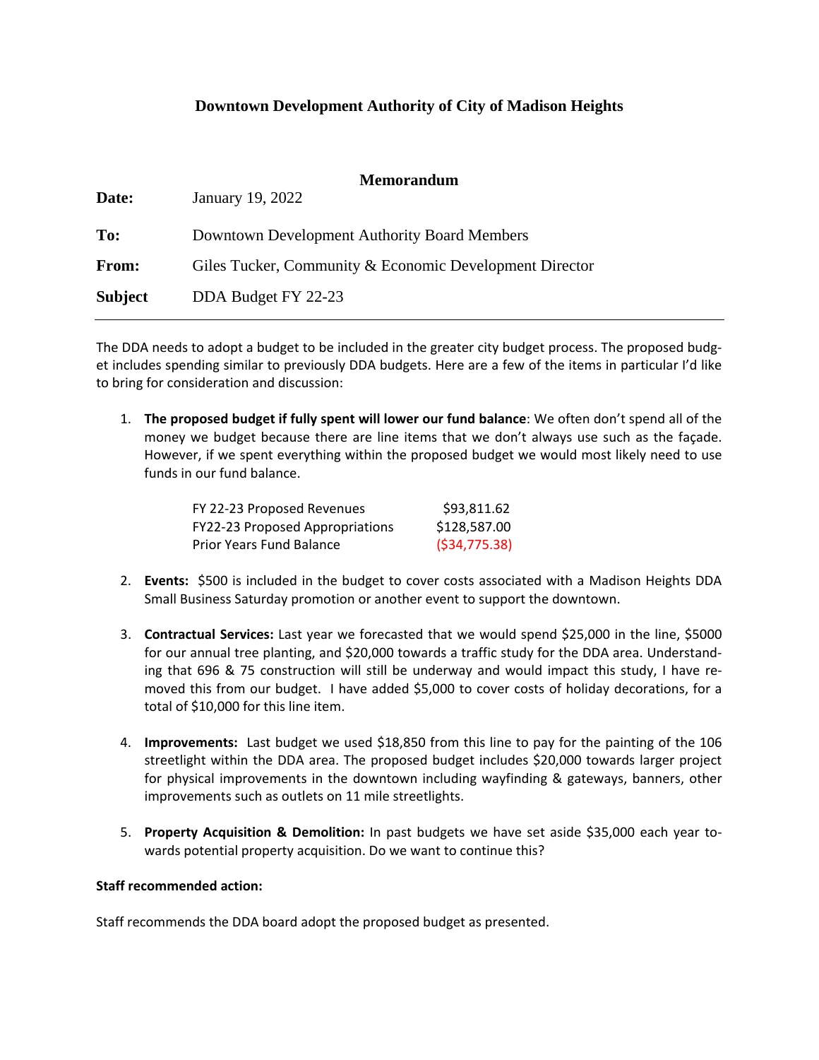# Downtown Development Authority of City of Madison Heights

## Memorandum

**Date:** January 19, 2022

**To:** Downtown Development Authority Board Members

**From:** Giles Tucker, Community & Economic Development Director

**Subject** DDA Budget FY 22-23

---

The DDA needs to adopt a budget to be included in the greater city budget process. The proposed budget includes spending similar to previously DDA budgets. Here are a few of the items in particular I'd like to bring for consideration and discussion:

1. **The proposed budget if fully spent will lower our fund balance**: We often don't spend all of the money we budget because there are line items that we don't always use such as the façade. However, if we spent everything within the proposed budget we would most likely need to use funds in our fund balance.

   | | |
   |---|---|
   | FY 22-23 Proposed Revenues | $93,811.62 |
   | FY22-23 Proposed Appropriations | $128,587.00 |
   | Prior Years Fund Balance | ($34,775.38) |

2. **Events:** $500 is included in the budget to cover costs associated with a Madison Heights DDA Small Business Saturday promotion or another event to support the downtown.

3. **Contractual Services:** Last year we forecasted that we would spend $25,000 in the line, $5000 for our annual tree planting, and $20,000 towards a traffic study for the DDA area. Understanding that 696 & 75 construction will still be underway and would impact this study, I have removed this from our budget. I have added $5,000 to cover costs of holiday decorations, for a total of $10,000 for this line item.

4. **Improvements:** Last budget we used $18,850 from this line to pay for the painting of the 106 streetlight within the DDA area. The proposed budget includes $20,000 towards larger project for physical improvements in the downtown including wayfinding & gateways, banners, other improvements such as outlets on 11 mile streetlights.

5. **Property Acquisition & Demolition:** In past budgets we have set aside $35,000 each year towards potential property acquisition. Do we want to continue this?

**Staff recommended action:**

Staff recommends the DDA board adopt the proposed budget as presented.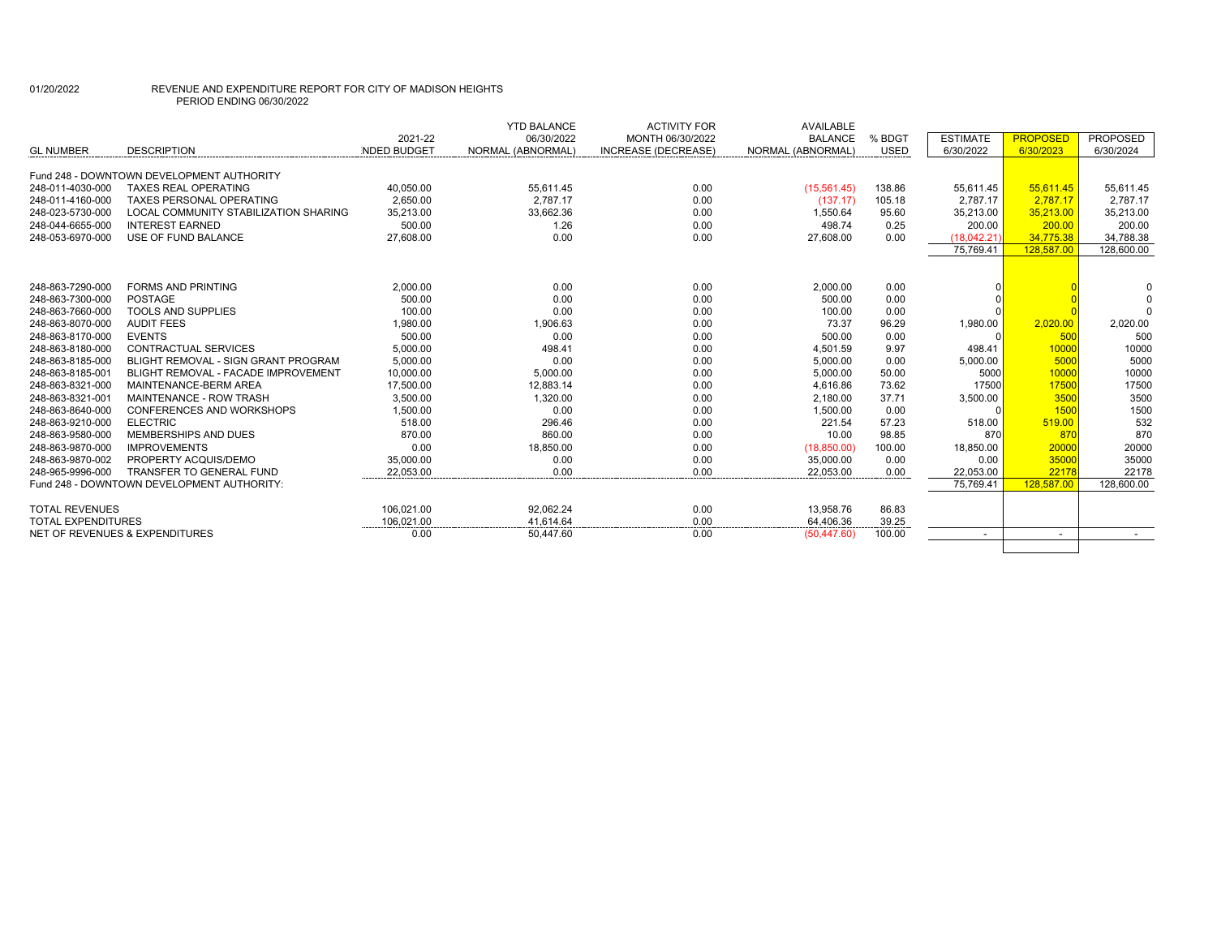01/20/2022 REVENUE AND EXPENDITURE REPORT FOR CITY OF MADISON HEIGHTS
PERIOD ENDING 06/30/2022

| GL NUMBER | DESCRIPTION | 2021-22 :NDED BUDGET | YTD BALANCE 06/30/2022 NORMAL (ABNORMAL) | ACTIVITY FOR MONTH 06/30/2022 INCREASE (DECREASE) | AVAILABLE BALANCE NORMAL (ABNORMAL) | % BDGT USED | ESTIMATE 6/30/2022 | PROPOSED 6/30/2023 | PROPOSED 6/30/2024 |
|---|---|---|---|---|---|---|---|---|---|
| Fund 248 - DOWNTOWN DEVELOPMENT AUTHORITY | | | | | | | | | |
| 248-011-4030-000 | TAXES REAL OPERATING | 40,050.00 | 55,611.45 | 0.00 | (15,561.45) | 138.86 | 55,611.45 | 55,611.45 | 55,611.45 |
| 248-011-4160-000 | TAXES PERSONAL OPERATING | 2,650.00 | 2,787.17 | 0.00 | (137.17) | 105.18 | 2,787.17 | 2,787.17 | 2,787.17 |
| 248-023-5730-000 | LOCAL COMMUNITY STABILIZATION SHARING | 35,213.00 | 33,662.36 | 0.00 | 1,550.64 | 95.60 | 35,213.00 | 35,213.00 | 35,213.00 |
| 248-044-6655-000 | INTEREST EARNED | 500.00 | 1.26 | 0.00 | 498.74 | 0.25 | 200.00 | 200.00 | 200.00 |
| 248-053-6970-000 | USE OF FUND BALANCE | 27,608.00 | 0.00 | 0.00 | 27,608.00 | 0.00 | (18,042.21) | 34,775.38 | 34,788.38 |
| | | | | | | | 75,769.41 | 128,587.00 | 128,600.00 |
| 248-863-7290-000 | FORMS AND PRINTING | 2,000.00 | 0.00 | 0.00 | 2,000.00 | 0.00 | 0 | 0 | 0 |
| 248-863-7300-000 | POSTAGE | 500.00 | 0.00 | 0.00 | 500.00 | 0.00 | 0 | 0 | 0 |
| 248-863-7660-000 | TOOLS AND SUPPLIES | 100.00 | 0.00 | 0.00 | 100.00 | 0.00 | 0 | 0 | 0 |
| 248-863-8070-000 | AUDIT FEES | 1,980.00 | 1,906.63 | 0.00 | 73.37 | 96.29 | 1,980.00 | 2,020.00 | 2,020.00 |
| 248-863-8170-000 | EVENTS | 500.00 | 0.00 | 0.00 | 500.00 | 0.00 | 0 | 500 | 500 |
| 248-863-8180-000 | CONTRACTUAL SERVICES | 5,000.00 | 498.41 | 0.00 | 4,501.59 | 9.97 | 498.41 | 10000 | 10000 |
| 248-863-8185-000 | BLIGHT REMOVAL - SIGN GRANT PROGRAM | 5,000.00 | 0.00 | 0.00 | 5,000.00 | 0.00 | 5,000.00 | 5000 | 5000 |
| 248-863-8185-001 | BLIGHT REMOVAL - FACADE IMPROVEMENT | 10,000.00 | 5,000.00 | 0.00 | 5,000.00 | 50.00 | 5000 | 10000 | 10000 |
| 248-863-8321-000 | MAINTENANCE-BERM AREA | 17,500.00 | 12,883.14 | 0.00 | 4,616.86 | 73.62 | 17500 | 17500 | 17500 |
| 248-863-8321-001 | MAINTENANCE - ROW TRASH | 3,500.00 | 1,320.00 | 0.00 | 2,180.00 | 37.71 | 3,500.00 | 3500 | 3500 |
| 248-863-8640-000 | CONFERENCES AND WORKSHOPS | 1,500.00 | 0.00 | 0.00 | 1,500.00 | 0.00 | 0 | 1500 | 1500 |
| 248-863-9210-000 | ELECTRIC | 518.00 | 296.46 | 0.00 | 221.54 | 57.23 | 518.00 | 519.00 | 532 |
| 248-863-9580-000 | MEMBERSHIPS AND DUES | 870.00 | 860.00 | 0.00 | 10.00 | 98.85 | 870 | 870 | 870 |
| 248-863-9870-000 | IMPROVEMENTS | 0.00 | 18,850.00 | 0.00 | (18,850.00) | 100.00 | 18,850.00 | 20000 | 20000 |
| 248-863-9870-002 | PROPERTY ACQUIS/DEMO | 35,000.00 | 0.00 | 0.00 | 35,000.00 | 0.00 | 0.00 | 35000 | 35000 |
| 248-965-9996-000 | TRANSFER TO GENERAL FUND | 22,053.00 | 0.00 | 0.00 | 22,053.00 | 0.00 | 22,053.00 | 22178 | 22178 |
| Fund 248 - DOWNTOWN DEVELOPMENT AUTHORITY: | | | | | | | 75,769.41 | 128,587.00 | 128,600.00 |
| TOTAL REVENUES | | 106,021.00 | 92,062.24 | 0.00 | 13,958.76 | 86.83 | | | |
| TOTAL EXPENDITURES | | 106,021.00 | 41,614.64 | 0.00 | 64,406.36 | 39.25 | | | |
| NET OF REVENUES & EXPENDITURES | | 0.00 | 50,447.60 | 0.00 | (50,447.60) | 100.00 | - | - | - |